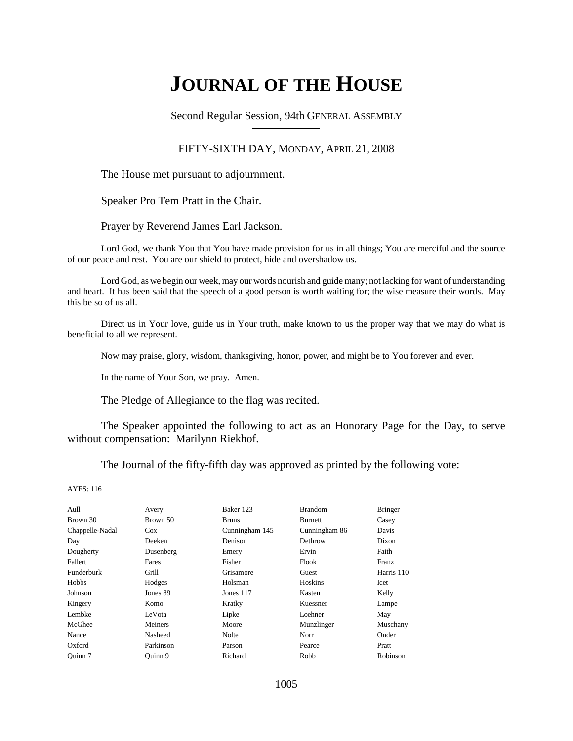# JOURNAL OF THE HOUSE

Second Regular Session, 94th GENERAL ASSEMBLY

FIFTY-SIXTH DAY, MONDAY, APRIL 21, 2008

The House met pursuant to adjournment.

Speaker Pro Tem Pratt in the Chair.

Prayer by Reverend James Earl Jackson.

Lord God, we thank You that You have made provision for us in all things; You are merciful and the source of our peace and rest. You are our shield to protect, hide and overshadow us.

Lord God, as we begin our week, may our words nourish and guide many; not lacking for want of understanding and heart. It has been said that the speech of a good person is worth waiting for; the wise measure their words. May this be so of us all.

Direct us in Your love, guide us in Your truth, make known to us the proper way that we may do what is beneficial to all we represent.

Now may praise, glory, wisdom, thanksgiving, honor, power, and might be to You forever and ever.

In the name of Your Son, we pray. Amen.

The Pledge of Allegiance to the flag was recited.

The Speaker appointed the following to act as an Honorary Page for the Day, to serve without compensation: Marilynn Riekhof.

The Journal of the fifty-fifth day was approved as printed by the following vote:

AYES: 116

| | | | | |
|---|---|---|---|---|
| Aull | Avery | Baker 123 | Brandom | Bringer |
| Brown 30 | Brown 50 | Bruns | Burnett | Casey |
| Chappelle-Nadal | Cox | Cunningham 145 | Cunningham 86 | Davis |
| Day | Deeken | Denison | Dethrow | Dixon |
| Dougherty | Dusenberg | Emery | Ervin | Faith |
| Fallert | Fares | Fisher | Flook | Franz |
| Funderburk | Grill | Grisamore | Guest | Harris 110 |
| Hobbs | Hodges | Holsman | Hoskins | Icet |
| Johnson | Jones 89 | Jones 117 | Kasten | Kelly |
| Kingery | Komo | Kratky | Kuessner | Lampe |
| Lembke | LeVota | Lipke | Loehner | May |
| McGhee | Meiners | Moore | Munzlinger | Muschany |
| Nance | Nasheed | Nolte | Norr | Onder |
| Oxford | Parkinson | Parson | Pearce | Pratt |
| Quinn 7 | Quinn 9 | Richard | Robb | Robinson |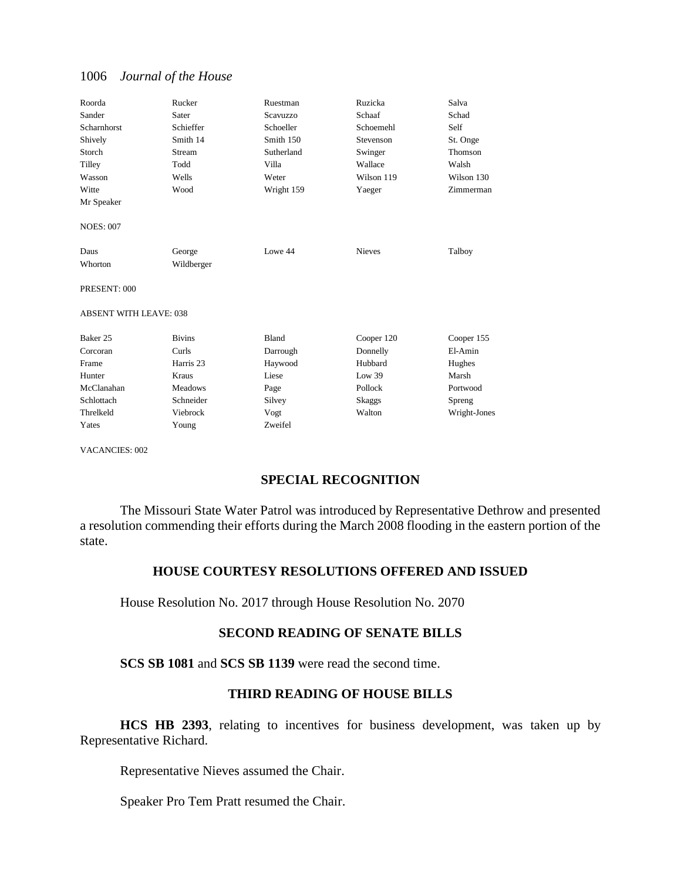| | | | | |
|---|---|---|---|---|
| Roorda | Rucker | Ruestman | Ruzicka | Salva |
| Sander | Sater | Scavuzzo | Schaaf | Schad |
| Scharnhorst | Schieffer | Schoeller | Schoemehl | Self |
| Shively | Smith 14 | Smith 150 | Stevenson | St. Onge |
| Storch | Stream | Sutherland | Swinger | Thomson |
| Tilley | Todd | Villa | Wallace | Walsh |
| Wasson | Wells | Weter | Wilson 119 | Wilson 130 |
| Witte | Wood | Wright 159 | Yaeger | Zimmerman |
| Mr Speaker | | | | |

NOES: 007

| | | | | |
|---|---|---|---|---|
| Daus | George | Lowe 44 | Nieves | Talboy |
| Whorton | Wildberger | | | |

PRESENT: 000

ABSENT WITH LEAVE: 038

| | | | | |
|---|---|---|---|---|
| Baker 25 | Bivins | Bland | Cooper 120 | Cooper 155 |
| Corcoran | Curls | Darrough | Donnelly | El-Amin |
| Frame | Harris 23 | Haywood | Hubbard | Hughes |
| Hunter | Kraus | Liese | Low 39 | Marsh |
| McClanahan | Meadows | Page | Pollock | Portwood |
| Schlottach | Schneider | Silvey | Skaggs | Spreng |
| Threlkeld | Viebrock | Vogt | Walton | Wright-Jones |
| Yates | Young | Zweifel | | |

VACANCIES: 002

## SPECIAL RECOGNITION

The Missouri State Water Patrol was introduced by Representative Dethrow and presented a resolution commending their efforts during the March 2008 flooding in the eastern portion of the state.

## HOUSE COURTESY RESOLUTIONS OFFERED AND ISSUED

House Resolution No. 2017 through House Resolution No. 2070

## SECOND READING OF SENATE BILLS

**SCS SB 1081** and **SCS SB 1139** were read the second time.

## THIRD READING OF HOUSE BILLS

**HCS HB 2393**, relating to incentives for business development, was taken up by Representative Richard.

Representative Nieves assumed the Chair.

Speaker Pro Tem Pratt resumed the Chair.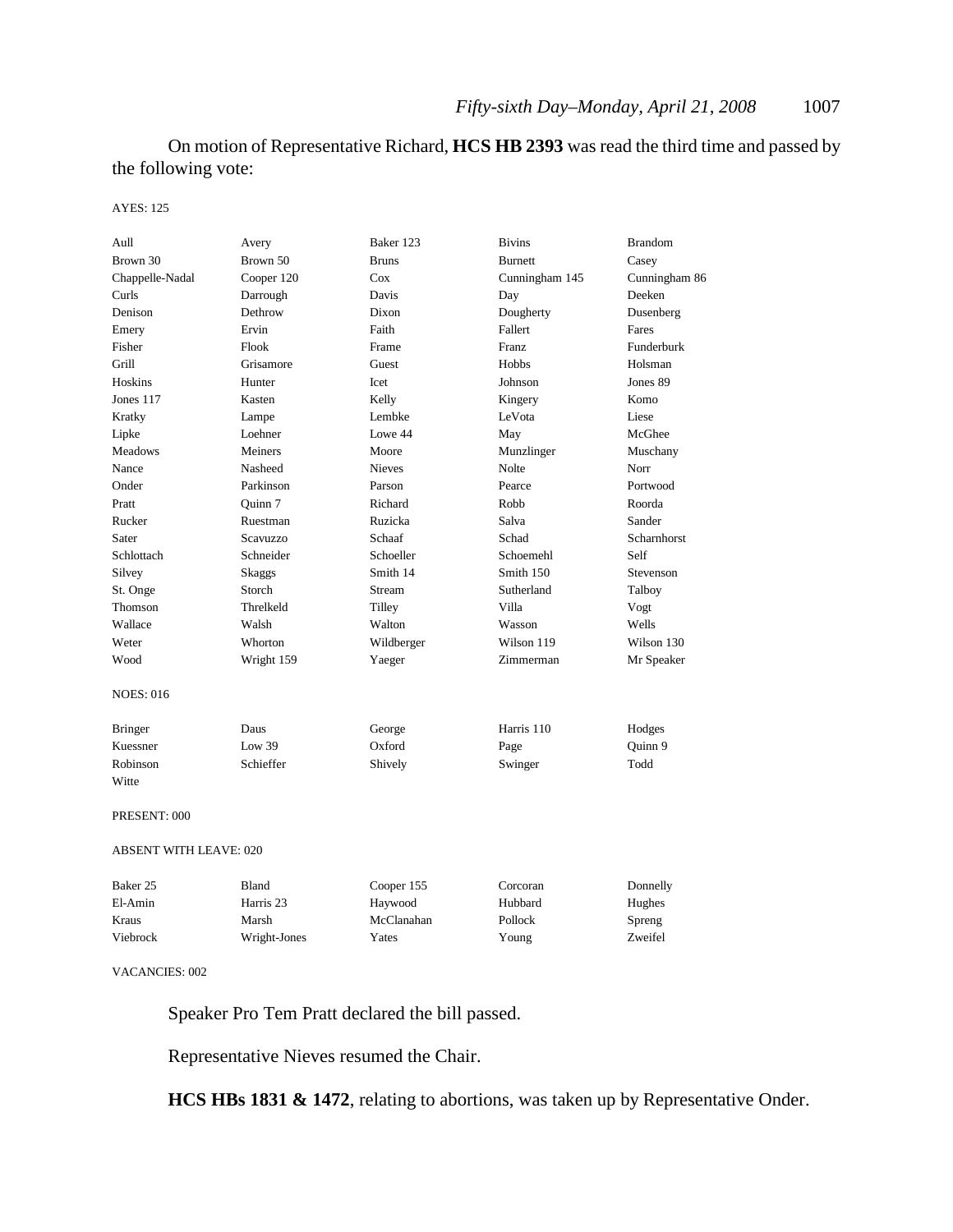On motion of Representative Richard, **HCS HB 2393** was read the third time and passed by the following vote:

AYES: 125

| | | | | |
|---|---|---|---|---|
| Aull | Avery | Baker 123 | Bivins | Brandom |
| Brown 30 | Brown 50 | Bruns | Burnett | Casey |
| Chappelle-Nadal | Cooper 120 | Cox | Cunningham 145 | Cunningham 86 |
| Curls | Darrough | Davis | Day | Deeken |
| Denison | Dethrow | Dixon | Dougherty | Dusenberg |
| Emery | Ervin | Faith | Fallert | Fares |
| Fisher | Flook | Frame | Franz | Funderburk |
| Grill | Grisamore | Guest | Hobbs | Holsman |
| Hoskins | Hunter | Icet | Johnson | Jones 89 |
| Jones 117 | Kasten | Kelly | Kingery | Komo |
| Kratky | Lampe | Lembke | LeVota | Liese |
| Lipke | Loehner | Lowe 44 | May | McGhee |
| Meadows | Meiners | Moore | Munzlinger | Muschany |
| Nance | Nasheed | Nieves | Nolte | Norr |
| Onder | Parkinson | Parson | Pearce | Portwood |
| Pratt | Quinn 7 | Richard | Robb | Roorda |
| Rucker | Ruestman | Ruzicka | Salva | Sander |
| Sater | Scavuzzo | Schaaf | Schad | Scharnhorst |
| Schlottach | Schneider | Schoeller | Schoemehl | Self |
| Silvey | Skaggs | Smith 14 | Smith 150 | Stevenson |
| St. Onge | Storch | Stream | Sutherland | Talboy |
| Thomson | Threlkeld | Tilley | Villa | Vogt |
| Wallace | Walsh | Walton | Wasson | Wells |
| Weter | Whorton | Wildberger | Wilson 119 | Wilson 130 |
| Wood | Wright 159 | Yaeger | Zimmerman | Mr Speaker |

NOES: 016

| | | | | |
|---|---|---|---|---|
| Bringer | Daus | George | Harris 110 | Hodges |
| Kuessner | Low 39 | Oxford | Page | Quinn 9 |
| Robinson | Schieffer | Shively | Swinger | Todd |
| Witte | | | | |

PRESENT: 000

ABSENT WITH LEAVE: 020

| | | | | |
|---|---|---|---|---|
| Baker 25 | Bland | Cooper 155 | Corcoran | Donnelly |
| El-Amin | Harris 23 | Haywood | Hubbard | Hughes |
| Kraus | Marsh | McClanahan | Pollock | Spreng |
| Viebrock | Wright-Jones | Yates | Young | Zweifel |

VACANCIES: 002

Speaker Pro Tem Pratt declared the bill passed.

Representative Nieves resumed the Chair.

**HCS HBs 1831 & 1472**, relating to abortions, was taken up by Representative Onder.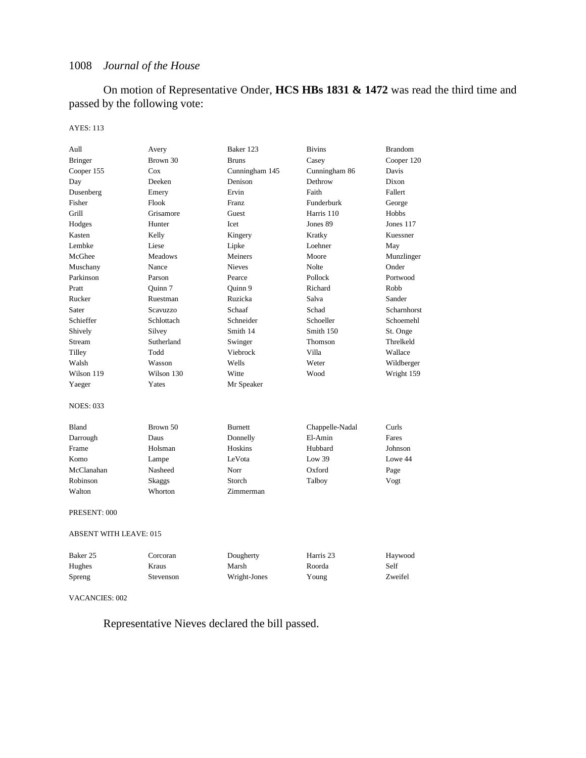On motion of Representative Onder, **HCS HBs 1831 & 1472** was read the third time and passed by the following vote:

AYES: 113

| | | | | |
|---|---|---|---|---|
| Aull | Avery | Baker 123 | Bivins | Brandom |
| Bringer | Brown 30 | Bruns | Casey | Cooper 120 |
| Cooper 155 | Cox | Cunningham 145 | Cunningham 86 | Davis |
| Day | Deeken | Denison | Dethrow | Dixon |
| Dusenberg | Emery | Ervin | Faith | Fallert |
| Fisher | Flook | Franz | Funderburk | George |
| Grill | Grisamore | Guest | Harris 110 | Hobbs |
| Hodges | Hunter | Icet | Jones 89 | Jones 117 |
| Kasten | Kelly | Kingery | Kratky | Kuessner |
| Lembke | Liese | Lipke | Loehner | May |
| McGhee | Meadows | Meiners | Moore | Munzlinger |
| Muschany | Nance | Nieves | Nolte | Onder |
| Parkinson | Parson | Pearce | Pollock | Portwood |
| Pratt | Quinn 7 | Quinn 9 | Richard | Robb |
| Rucker | Ruestman | Ruzicka | Salva | Sander |
| Sater | Scavuzzo | Schaaf | Schad | Scharnhorst |
| Schieffer | Schlottach | Schneider | Schoeller | Schoemehl |
| Shively | Silvey | Smith 14 | Smith 150 | St. Onge |
| Stream | Sutherland | Swinger | Thomson | Threlkeld |
| Tilley | Todd | Viebrock | Villa | Wallace |
| Walsh | Wasson | Wells | Weter | Wildberger |
| Wilson 119 | Wilson 130 | Witte | Wood | Wright 159 |
| Yaeger | Yates | Mr Speaker | | |

NOES: 033

| | | | | |
|---|---|---|---|---|
| Bland | Brown 50 | Burnett | Chappelle-Nadal | Curls |
| Darrough | Daus | Donnelly | El-Amin | Fares |
| Frame | Holsman | Hoskins | Hubbard | Johnson |
| Komo | Lampe | LeVota | Low 39 | Lowe 44 |
| McClanahan | Nasheed | Norr | Oxford | Page |
| Robinson | Skaggs | Storch | Talboy | Vogt |
| Walton | Whorton | Zimmerman | | |

PRESENT: 000

ABSENT WITH LEAVE: 015

| | | | | |
|---|---|---|---|---|
| Baker 25 | Corcoran | Dougherty | Harris 23 | Haywood |
| Hughes | Kraus | Marsh | Roorda | Self |
| Spreng | Stevenson | Wright-Jones | Young | Zweifel |

VACANCIES: 002

Representative Nieves declared the bill passed.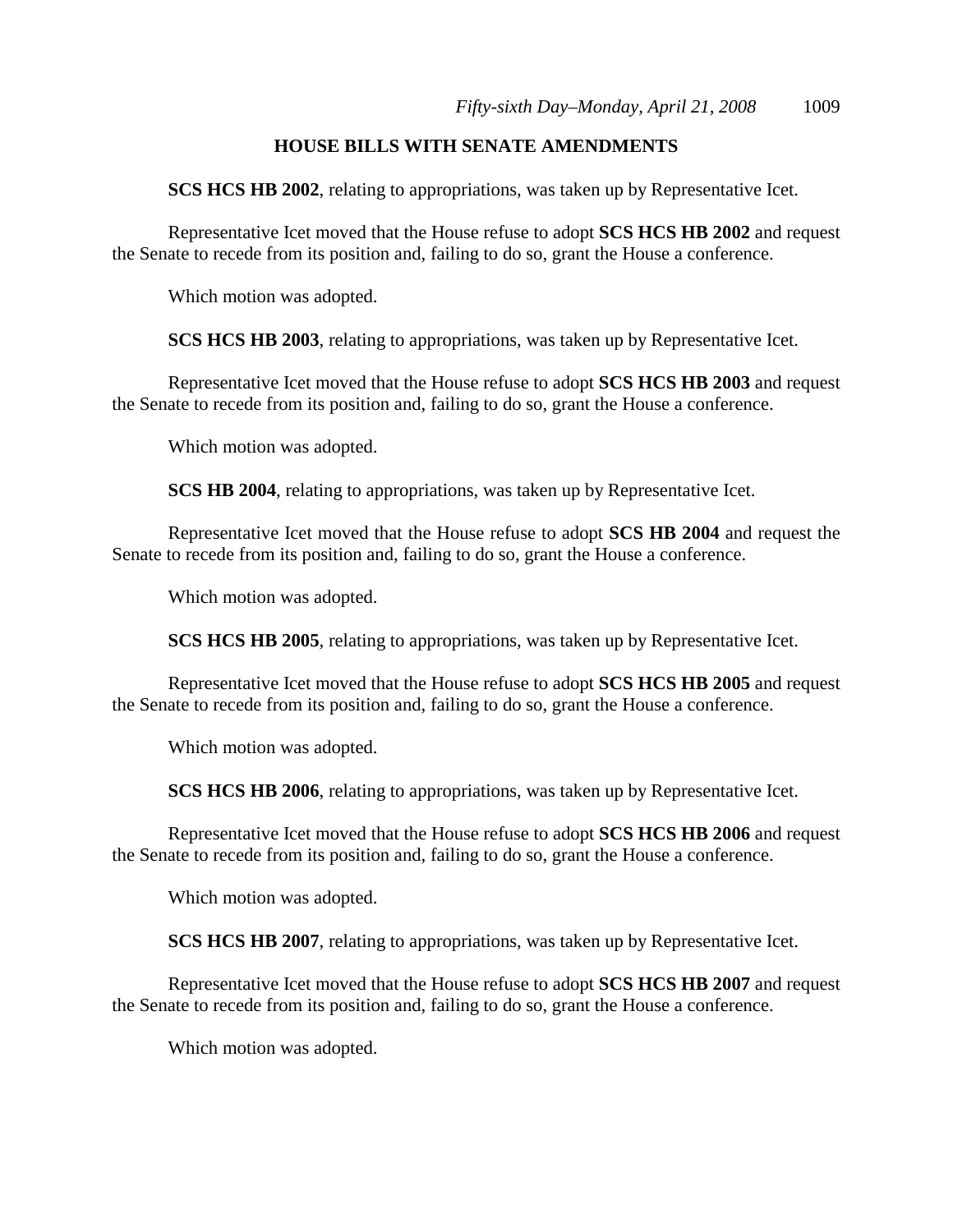## HOUSE BILLS WITH SENATE AMENDMENTS

**SCS HCS HB 2002**, relating to appropriations, was taken up by Representative Icet.

Representative Icet moved that the House refuse to adopt **SCS HCS HB 2002** and request the Senate to recede from its position and, failing to do so, grant the House a conference.

Which motion was adopted.

**SCS HCS HB 2003**, relating to appropriations, was taken up by Representative Icet.

Representative Icet moved that the House refuse to adopt **SCS HCS HB 2003** and request the Senate to recede from its position and, failing to do so, grant the House a conference.

Which motion was adopted.

**SCS HB 2004**, relating to appropriations, was taken up by Representative Icet.

Representative Icet moved that the House refuse to adopt **SCS HB 2004** and request the Senate to recede from its position and, failing to do so, grant the House a conference.

Which motion was adopted.

**SCS HCS HB 2005**, relating to appropriations, was taken up by Representative Icet.

Representative Icet moved that the House refuse to adopt **SCS HCS HB 2005** and request the Senate to recede from its position and, failing to do so, grant the House a conference.

Which motion was adopted.

**SCS HCS HB 2006**, relating to appropriations, was taken up by Representative Icet.

Representative Icet moved that the House refuse to adopt **SCS HCS HB 2006** and request the Senate to recede from its position and, failing to do so, grant the House a conference.

Which motion was adopted.

**SCS HCS HB 2007**, relating to appropriations, was taken up by Representative Icet.

Representative Icet moved that the House refuse to adopt **SCS HCS HB 2007** and request the Senate to recede from its position and, failing to do so, grant the House a conference.

Which motion was adopted.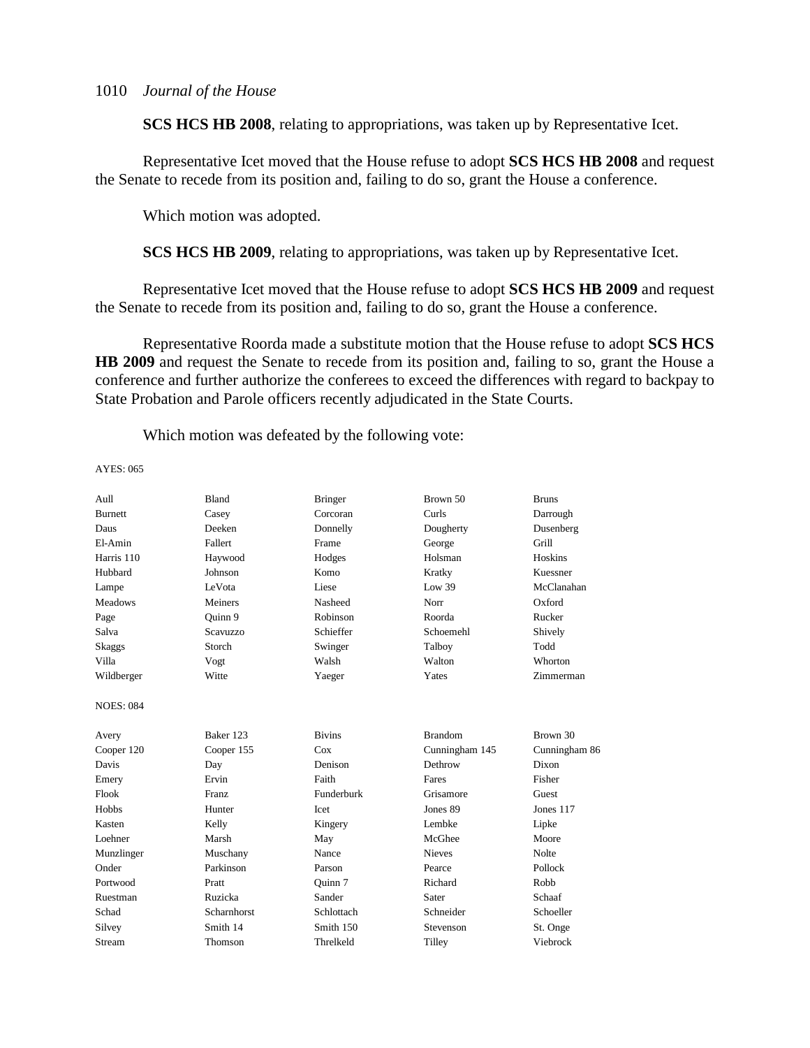**SCS HCS HB 2008**, relating to appropriations, was taken up by Representative Icet.

Representative Icet moved that the House refuse to adopt **SCS HCS HB 2008** and request the Senate to recede from its position and, failing to do so, grant the House a conference.

Which motion was adopted.

**SCS HCS HB 2009**, relating to appropriations, was taken up by Representative Icet.

Representative Icet moved that the House refuse to adopt **SCS HCS HB 2009** and request the Senate to recede from its position and, failing to do so, grant the House a conference.

Representative Roorda made a substitute motion that the House refuse to adopt **SCS HCS HB 2009** and request the Senate to recede from its position and, failing to so, grant the House a conference and further authorize the conferees to exceed the differences with regard to backpay to State Probation and Parole officers recently adjudicated in the State Courts.

Which motion was defeated by the following vote:

AYES: 065

| | | | | |
|---|---|---|---|---|
| Aull | Bland | Bringer | Brown 50 | Bruns |
| Burnett | Casey | Corcoran | Curls | Darrough |
| Daus | Deeken | Donnelly | Dougherty | Dusenberg |
| El-Amin | Fallert | Frame | George | Grill |
| Harris 110 | Haywood | Hodges | Holsman | Hoskins |
| Hubbard | Johnson | Komo | Kratky | Kuessner |
| Lampe | LeVota | Liese | Low 39 | McClanahan |
| Meadows | Meiners | Nasheed | Norr | Oxford |
| Page | Quinn 9 | Robinson | Roorda | Rucker |
| Salva | Scavuzzo | Schieffer | Schoemehl | Shively |
| Skaggs | Storch | Swinger | Talboy | Todd |
| Villa | Vogt | Walsh | Walton | Whorton |
| Wildberger | Witte | Yaeger | Yates | Zimmerman |

NOES: 084

| | | | | |
|---|---|---|---|---|
| Avery | Baker 123 | Bivins | Brandom | Brown 30 |
| Cooper 120 | Cooper 155 | Cox | Cunningham 145 | Cunningham 86 |
| Davis | Day | Denison | Dethrow | Dixon |
| Emery | Ervin | Faith | Fares | Fisher |
| Flook | Franz | Funderburk | Grisamore | Guest |
| Hobbs | Hunter | Icet | Jones 89 | Jones 117 |
| Kasten | Kelly | Kingery | Lembke | Lipke |
| Loehner | Marsh | May | McGhee | Moore |
| Munzlinger | Muschany | Nance | Nieves | Nolte |
| Onder | Parkinson | Parson | Pearce | Pollock |
| Portwood | Pratt | Quinn 7 | Richard | Robb |
| Ruestman | Ruzicka | Sander | Sater | Schaaf |
| Schad | Scharnhorst | Schlottach | Schneider | Schoeller |
| Silvey | Smith 14 | Smith 150 | Stevenson | St. Onge |
| Stream | Thomson | Threlkeld | Tilley | Viebrock |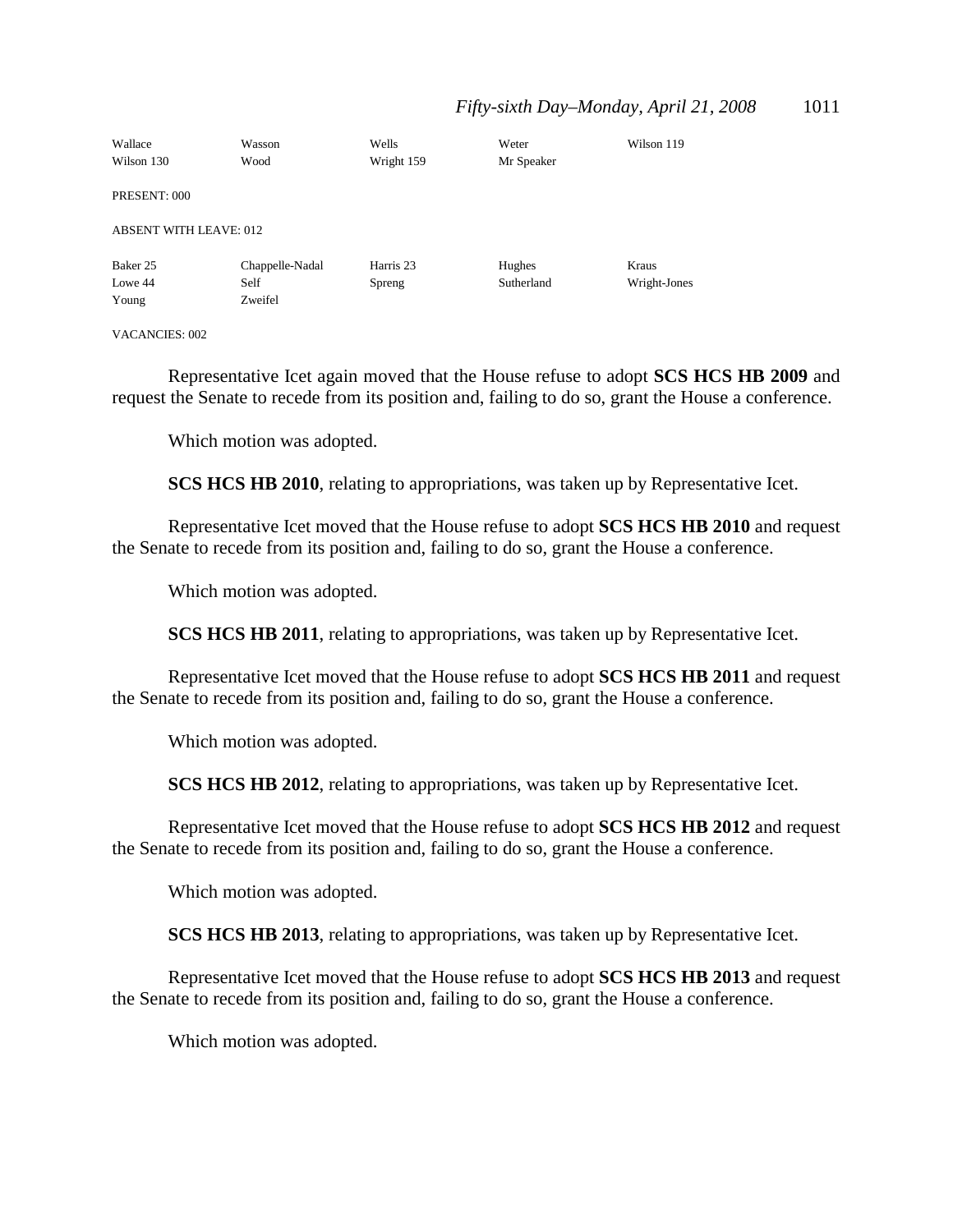| | | | | |
|---|---|---|---|---|
| Wallace | Wasson | Wells | Weter | Wilson 119 |
| Wilson 130 | Wood | Wright 159 | Mr Speaker | |

PRESENT: 000

ABSENT WITH LEAVE: 012

| | | | | |
|---|---|---|---|---|
| Baker 25 | Chappelle-Nadal | Harris 23 | Hughes | Kraus |
| Lowe 44 | Self | Spreng | Sutherland | Wright-Jones |
| Young | Zweifel | | | |

VACANCIES: 002

Representative Icet again moved that the House refuse to adopt **SCS HCS HB 2009** and request the Senate to recede from its position and, failing to do so, grant the House a conference.

Which motion was adopted.

**SCS HCS HB 2010**, relating to appropriations, was taken up by Representative Icet.

Representative Icet moved that the House refuse to adopt **SCS HCS HB 2010** and request the Senate to recede from its position and, failing to do so, grant the House a conference.

Which motion was adopted.

**SCS HCS HB 2011**, relating to appropriations, was taken up by Representative Icet.

Representative Icet moved that the House refuse to adopt **SCS HCS HB 2011** and request the Senate to recede from its position and, failing to do so, grant the House a conference.

Which motion was adopted.

**SCS HCS HB 2012**, relating to appropriations, was taken up by Representative Icet.

Representative Icet moved that the House refuse to adopt **SCS HCS HB 2012** and request the Senate to recede from its position and, failing to do so, grant the House a conference.

Which motion was adopted.

**SCS HCS HB 2013**, relating to appropriations, was taken up by Representative Icet.

Representative Icet moved that the House refuse to adopt **SCS HCS HB 2013** and request the Senate to recede from its position and, failing to do so, grant the House a conference.

Which motion was adopted.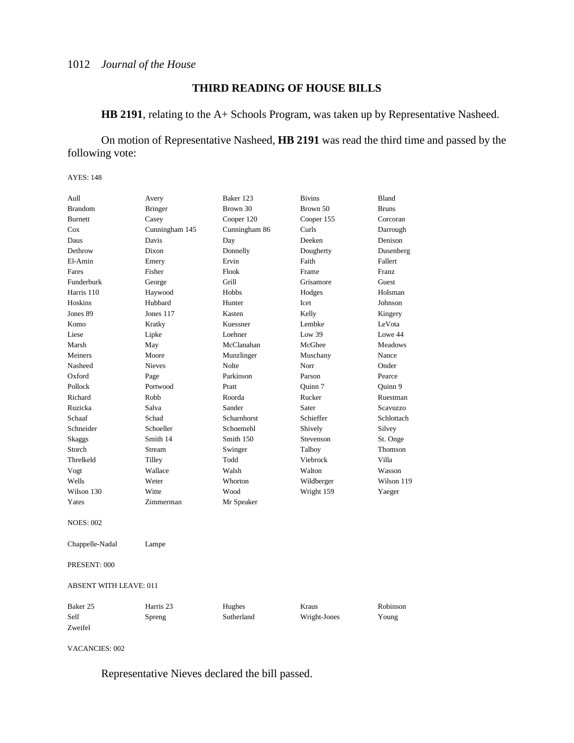## THIRD READING OF HOUSE BILLS

**HB 2191**, relating to the A+ Schools Program, was taken up by Representative Nasheed.

On motion of Representative Nasheed, **HB 2191** was read the third time and passed by the following vote:

AYES: 148

| | | | | |
|---|---|---|---|---|
| Aull | Avery | Baker 123 | Bivins | Bland |
| Brandom | Bringer | Brown 30 | Brown 50 | Bruns |
| Burnett | Casey | Cooper 120 | Cooper 155 | Corcoran |
| Cox | Cunningham 145 | Cunningham 86 | Curls | Darrough |
| Daus | Davis | Day | Deeken | Denison |
| Dethrow | Dixon | Donnelly | Dougherty | Dusenberg |
| El-Amin | Emery | Ervin | Faith | Fallert |
| Fares | Fisher | Flook | Frame | Franz |
| Funderburk | George | Grill | Grisamore | Guest |
| Harris 110 | Haywood | Hobbs | Hodges | Holsman |
| Hoskins | Hubbard | Hunter | Icet | Johnson |
| Jones 89 | Jones 117 | Kasten | Kelly | Kingery |
| Komo | Kratky | Kuessner | Lembke | LeVota |
| Liese | Lipke | Loehner | Low 39 | Lowe 44 |
| Marsh | May | McClanahan | McGhee | Meadows |
| Meiners | Moore | Munzlinger | Muschany | Nance |
| Nasheed | Nieves | Nolte | Norr | Onder |
| Oxford | Page | Parkinson | Parson | Pearce |
| Pollock | Portwood | Pratt | Quinn 7 | Quinn 9 |
| Richard | Robb | Roorda | Rucker | Ruestman |
| Ruzicka | Salva | Sander | Sater | Scavuzzo |
| Schaaf | Schad | Scharnhorst | Schieffer | Schlottach |
| Schneider | Schoeller | Schoemehl | Shively | Silvey |
| Skaggs | Smith 14 | Smith 150 | Stevenson | St. Onge |
| Storch | Stream | Swinger | Talboy | Thomson |
| Threlkeld | Tilley | Todd | Viebrock | Villa |
| Vogt | Wallace | Walsh | Walton | Wasson |
| Wells | Weter | Whorton | Wildberger | Wilson 119 |
| Wilson 130 | Witte | Wood | Wright 159 | Yaeger |
| Yates | Zimmerman | Mr Speaker | | |

NOES: 002

| | |
|---|---|
| Chappelle-Nadal | Lampe |

PRESENT: 000

ABSENT WITH LEAVE: 011

| | | | | |
|---|---|---|---|---|
| Baker 25 | Harris 23 | Hughes | Kraus | Robinson |
| Self | Spreng | Sutherland | Wright-Jones | Young |
| Zweifel | | | | |

VACANCIES: 002

Representative Nieves declared the bill passed.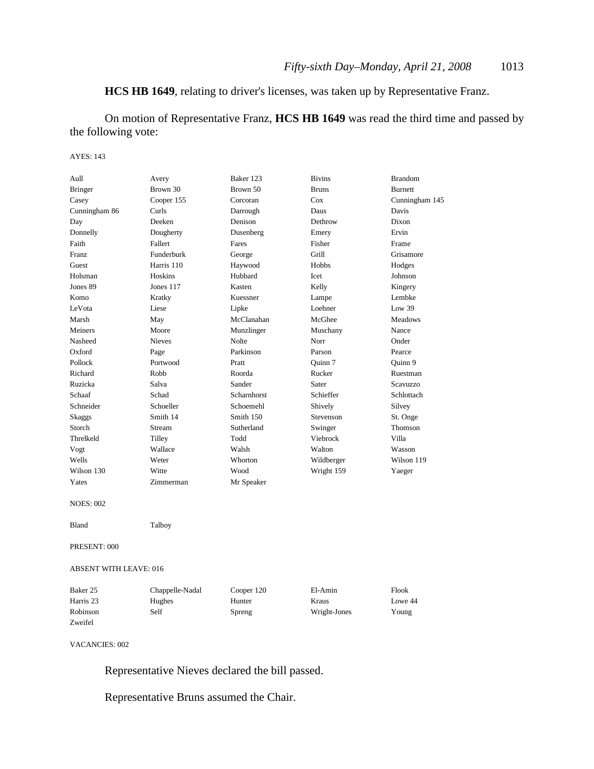**HCS HB 1649**, relating to driver's licenses, was taken up by Representative Franz.

On motion of Representative Franz, **HCS HB 1649** was read the third time and passed by the following vote:

AYES: 143

| | | | | |
|---|---|---|---|---|
| Aull | Avery | Baker 123 | Bivins | Brandom |
| Bringer | Brown 30 | Brown 50 | Bruns | Burnett |
| Casey | Cooper 155 | Corcoran | Cox | Cunningham 145 |
| Cunningham 86 | Curls | Darrough | Daus | Davis |
| Day | Deeken | Denison | Dethrow | Dixon |
| Donnelly | Dougherty | Dusenberg | Emery | Ervin |
| Faith | Fallert | Fares | Fisher | Frame |
| Franz | Funderburk | George | Grill | Grisamore |
| Guest | Harris 110 | Haywood | Hobbs | Hodges |
| Holsman | Hoskins | Hubbard | Icet | Johnson |
| Jones 89 | Jones 117 | Kasten | Kelly | Kingery |
| Komo | Kratky | Kuessner | Lampe | Lembke |
| LeVota | Liese | Lipke | Loehner | Low 39 |
| Marsh | May | McClanahan | McGhee | Meadows |
| Meiners | Moore | Munzlinger | Muschany | Nance |
| Nasheed | Nieves | Nolte | Norr | Onder |
| Oxford | Page | Parkinson | Parson | Pearce |
| Pollock | Portwood | Pratt | Quinn 7 | Quinn 9 |
| Richard | Robb | Roorda | Rucker | Ruestman |
| Ruzicka | Salva | Sander | Sater | Scavuzzo |
| Schaaf | Schad | Scharnhorst | Schieffer | Schlottach |
| Schneider | Schoeller | Schoemehl | Shively | Silvey |
| Skaggs | Smith 14 | Smith 150 | Stevenson | St. Onge |
| Storch | Stream | Sutherland | Swinger | Thomson |
| Threlkeld | Tilley | Todd | Viebrock | Villa |
| Vogt | Wallace | Walsh | Walton | Wasson |
| Wells | Weter | Whorton | Wildberger | Wilson 119 |
| Wilson 130 | Witte | Wood | Wright 159 | Yaeger |
| Yates | Zimmerman | Mr Speaker | | |

NOES: 002

| | |
|---|---|
| Bland | Talboy |

PRESENT: 000

ABSENT WITH LEAVE: 016

| | | | | |
|---|---|---|---|---|
| Baker 25 | Chappelle-Nadal | Cooper 120 | El-Amin | Flook |
| Harris 23 | Hughes | Hunter | Kraus | Lowe 44 |
| Robinson | Self | Spreng | Wright-Jones | Young |
| Zweifel | | | | |

VACANCIES: 002

Representative Nieves declared the bill passed.

Representative Bruns assumed the Chair.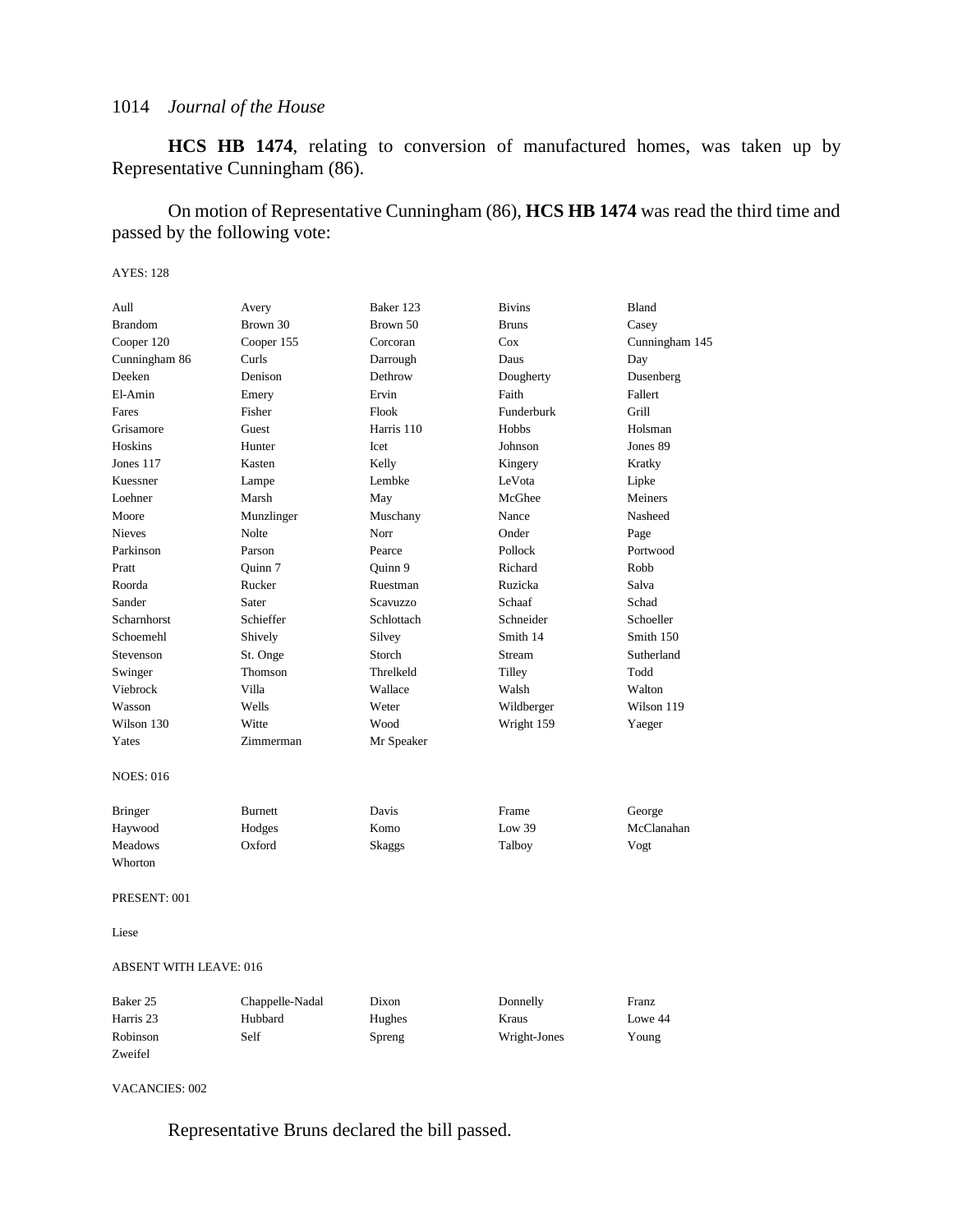**HCS HB 1474**, relating to conversion of manufactured homes, was taken up by Representative Cunningham (86).

On motion of Representative Cunningham (86), **HCS HB 1474** was read the third time and passed by the following vote:

AYES: 128

| | | | | |
|---|---|---|---|---|
| Aull | Avery | Baker 123 | Bivins | Bland |
| Brandom | Brown 30 | Brown 50 | Bruns | Casey |
| Cooper 120 | Cooper 155 | Corcoran | Cox | Cunningham 145 |
| Cunningham 86 | Curls | Darrough | Daus | Day |
| Deeken | Denison | Dethrow | Dougherty | Dusenberg |
| El-Amin | Emery | Ervin | Faith | Fallert |
| Fares | Fisher | Flook | Funderburk | Grill |
| Grisamore | Guest | Harris 110 | Hobbs | Holsman |
| Hoskins | Hunter | Icet | Johnson | Jones 89 |
| Jones 117 | Kasten | Kelly | Kingery | Kratky |
| Kuessner | Lampe | Lembke | LeVota | Lipke |
| Loehner | Marsh | May | McGhee | Meiners |
| Moore | Munzlinger | Muschany | Nance | Nasheed |
| Nieves | Nolte | Norr | Onder | Page |
| Parkinson | Parson | Pearce | Pollock | Portwood |
| Pratt | Quinn 7 | Quinn 9 | Richard | Robb |
| Roorda | Rucker | Ruestman | Ruzicka | Salva |
| Sander | Sater | Scavuzzo | Schaaf | Schad |
| Scharnhorst | Schieffer | Schlottach | Schneider | Schoeller |
| Schoemehl | Shively | Silvey | Smith 14 | Smith 150 |
| Stevenson | St. Onge | Storch | Stream | Sutherland |
| Swinger | Thomson | Threlkeld | Tilley | Todd |
| Viebrock | Villa | Wallace | Walsh | Walton |
| Wasson | Wells | Weter | Wildberger | Wilson 119 |
| Wilson 130 | Witte | Wood | Wright 159 | Yaeger |
| Yates | Zimmerman | Mr Speaker | | |

NOES: 016

| | | | | |
|---|---|---|---|---|
| Bringer | Burnett | Davis | Frame | George |
| Haywood | Hodges | Komo | Low 39 | McClanahan |
| Meadows | Oxford | Skaggs | Talboy | Vogt |
| Whorton | | | | |

PRESENT: 001

Liese

ABSENT WITH LEAVE: 016

| | | | | |
|---|---|---|---|---|
| Baker 25 | Chappelle-Nadal | Dixon | Donnelly | Franz |
| Harris 23 | Hubbard | Hughes | Kraus | Lowe 44 |
| Robinson | Self | Spreng | Wright-Jones | Young |
| Zweifel | | | | |

VACANCIES: 002

Representative Bruns declared the bill passed.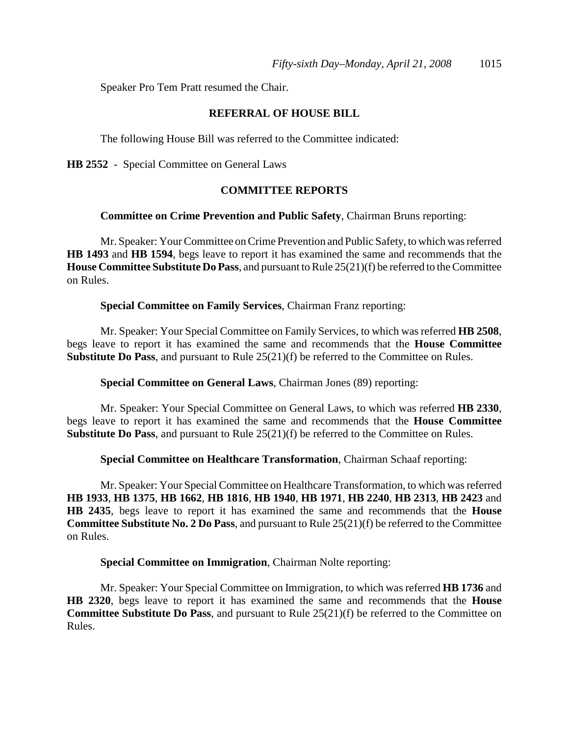Speaker Pro Tem Pratt resumed the Chair.

## REFERRAL OF HOUSE BILL

The following House Bill was referred to the Committee indicated:

**HB 2552** - Special Committee on General Laws

## COMMITTEE REPORTS

**Committee on Crime Prevention and Public Safety**, Chairman Bruns reporting:

Mr. Speaker: Your Committee on Crime Prevention and Public Safety, to which was referred **HB 1493** and **HB 1594**, begs leave to report it has examined the same and recommends that the **House Committee Substitute Do Pass**, and pursuant to Rule 25(21)(f) be referred to the Committee on Rules.

**Special Committee on Family Services**, Chairman Franz reporting:

Mr. Speaker: Your Special Committee on Family Services, to which was referred **HB 2508**, begs leave to report it has examined the same and recommends that the **House Committee Substitute Do Pass**, and pursuant to Rule 25(21)(f) be referred to the Committee on Rules.

**Special Committee on General Laws**, Chairman Jones (89) reporting:

Mr. Speaker: Your Special Committee on General Laws, to which was referred **HB 2330**, begs leave to report it has examined the same and recommends that the **House Committee Substitute Do Pass**, and pursuant to Rule 25(21)(f) be referred to the Committee on Rules.

**Special Committee on Healthcare Transformation**, Chairman Schaaf reporting:

Mr. Speaker: Your Special Committee on Healthcare Transformation, to which was referred **HB 1933**, **HB 1375**, **HB 1662**, **HB 1816**, **HB 1940**, **HB 1971**, **HB 2240**, **HB 2313**, **HB 2423** and **HB 2435**, begs leave to report it has examined the same and recommends that the **House Committee Substitute No. 2 Do Pass**, and pursuant to Rule 25(21)(f) be referred to the Committee on Rules.

**Special Committee on Immigration**, Chairman Nolte reporting:

Mr. Speaker: Your Special Committee on Immigration, to which was referred **HB 1736** and **HB 2320**, begs leave to report it has examined the same and recommends that the **House Committee Substitute Do Pass**, and pursuant to Rule 25(21)(f) be referred to the Committee on Rules.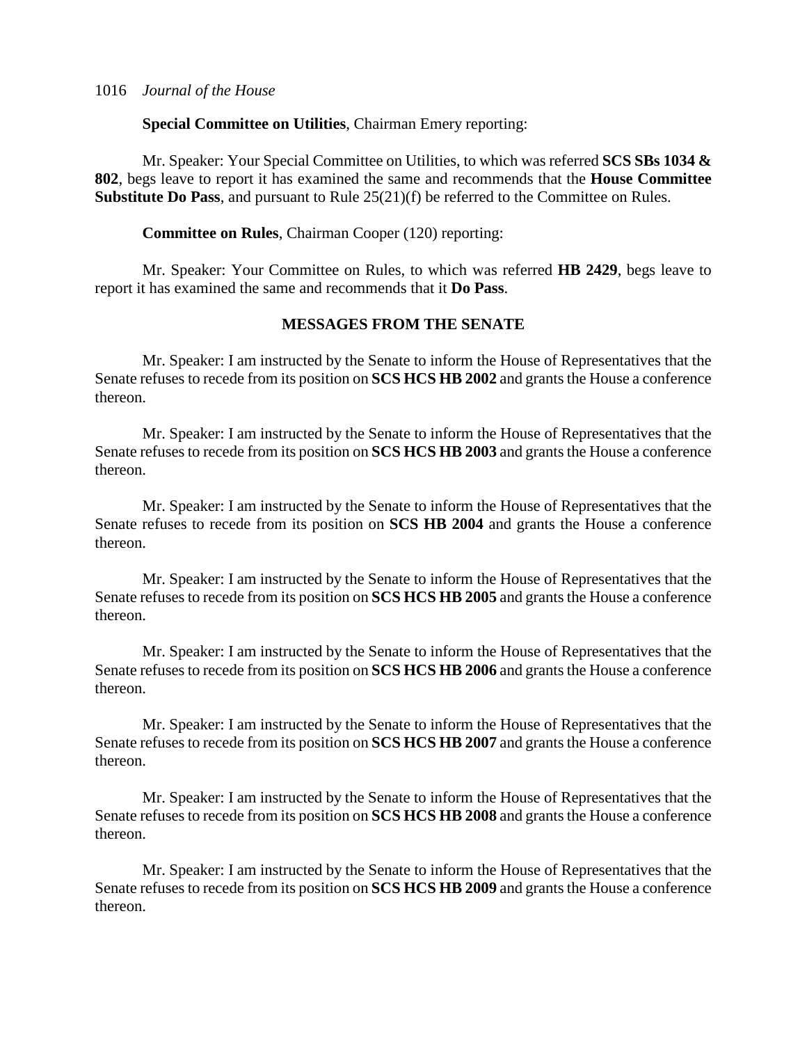**Special Committee on Utilities**, Chairman Emery reporting:

Mr. Speaker: Your Special Committee on Utilities, to which was referred **SCS SBs 1034 & 802**, begs leave to report it has examined the same and recommends that the **House Committee Substitute Do Pass**, and pursuant to Rule 25(21)(f) be referred to the Committee on Rules.

**Committee on Rules**, Chairman Cooper (120) reporting:

Mr. Speaker: Your Committee on Rules, to which was referred **HB 2429**, begs leave to report it has examined the same and recommends that it **Do Pass**.

## MESSAGES FROM THE SENATE

Mr. Speaker: I am instructed by the Senate to inform the House of Representatives that the Senate refuses to recede from its position on **SCS HCS HB 2002** and grants the House a conference thereon.

Mr. Speaker: I am instructed by the Senate to inform the House of Representatives that the Senate refuses to recede from its position on **SCS HCS HB 2003** and grants the House a conference thereon.

Mr. Speaker: I am instructed by the Senate to inform the House of Representatives that the Senate refuses to recede from its position on **SCS HB 2004** and grants the House a conference thereon.

Mr. Speaker: I am instructed by the Senate to inform the House of Representatives that the Senate refuses to recede from its position on **SCS HCS HB 2005** and grants the House a conference thereon.

Mr. Speaker: I am instructed by the Senate to inform the House of Representatives that the Senate refuses to recede from its position on **SCS HCS HB 2006** and grants the House a conference thereon.

Mr. Speaker: I am instructed by the Senate to inform the House of Representatives that the Senate refuses to recede from its position on **SCS HCS HB 2007** and grants the House a conference thereon.

Mr. Speaker: I am instructed by the Senate to inform the House of Representatives that the Senate refuses to recede from its position on **SCS HCS HB 2008** and grants the House a conference thereon.

Mr. Speaker: I am instructed by the Senate to inform the House of Representatives that the Senate refuses to recede from its position on **SCS HCS HB 2009** and grants the House a conference thereon.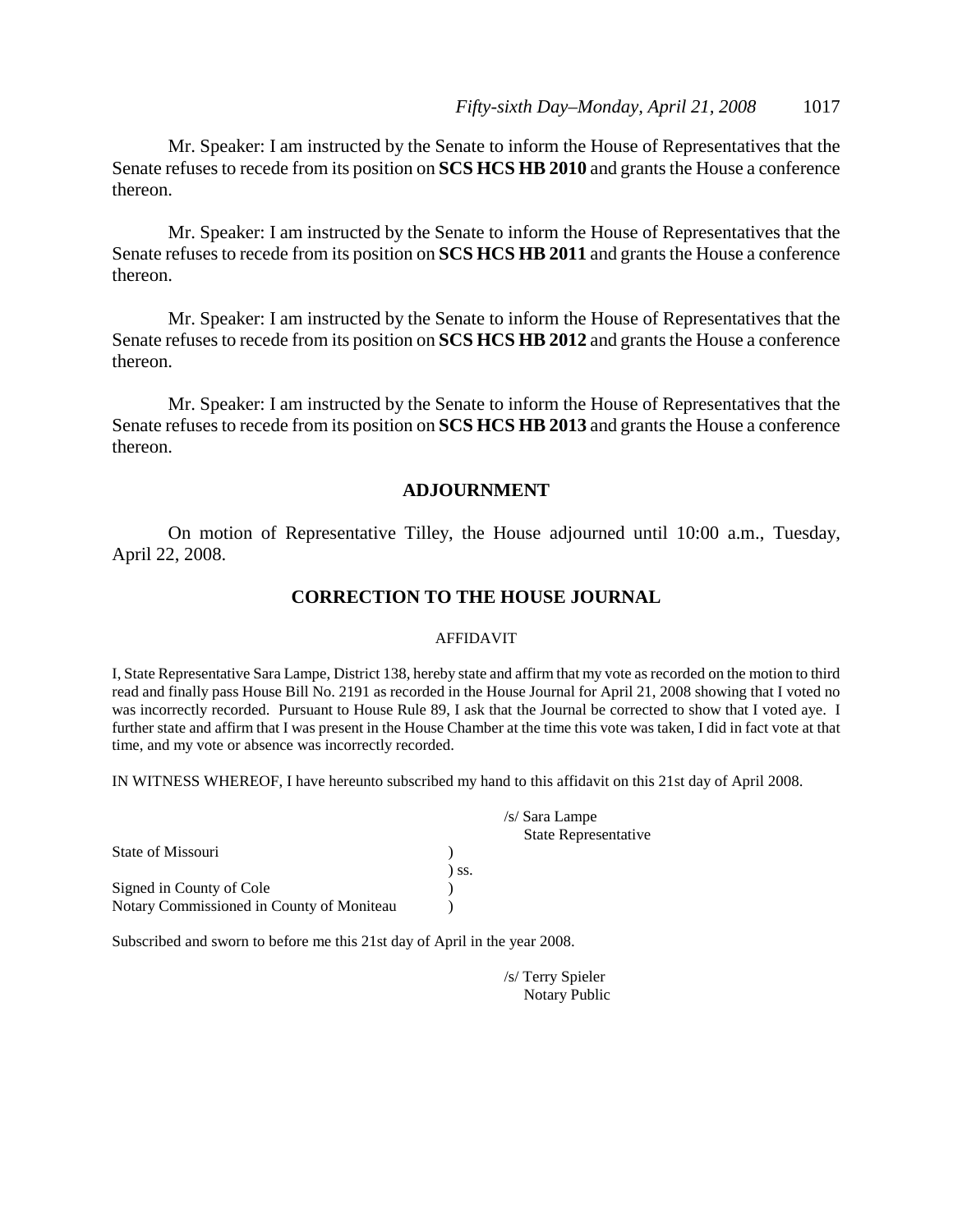Mr. Speaker: I am instructed by the Senate to inform the House of Representatives that the Senate refuses to recede from its position on **SCS HCS HB 2010** and grants the House a conference thereon.

Mr. Speaker: I am instructed by the Senate to inform the House of Representatives that the Senate refuses to recede from its position on **SCS HCS HB 2011** and grants the House a conference thereon.

Mr. Speaker: I am instructed by the Senate to inform the House of Representatives that the Senate refuses to recede from its position on **SCS HCS HB 2012** and grants the House a conference thereon.

Mr. Speaker: I am instructed by the Senate to inform the House of Representatives that the Senate refuses to recede from its position on **SCS HCS HB 2013** and grants the House a conference thereon.

## ADJOURNMENT

On motion of Representative Tilley, the House adjourned until 10:00 a.m., Tuesday, April 22, 2008.

## CORRECTION TO THE HOUSE JOURNAL

AFFIDAVIT

I, State Representative Sara Lampe, District 138, hereby state and affirm that my vote as recorded on the motion to third read and finally pass House Bill No. 2191 as recorded in the House Journal for April 21, 2008 showing that I voted no was incorrectly recorded. Pursuant to House Rule 89, I ask that the Journal be corrected to show that I voted aye. I further state and affirm that I was present in the House Chamber at the time this vote was taken, I did in fact vote at that time, and my vote or absence was incorrectly recorded.

IN WITNESS WHEREOF, I have hereunto subscribed my hand to this affidavit on this 21st day of April 2008.

/s/ Sara Lampe
State Representative

State of Missouri )
) ss.
Signed in County of Cole )
Notary Commissioned in County of Moniteau )

Subscribed and sworn to before me this 21st day of April in the year 2008.

/s/ Terry Spieler
Notary Public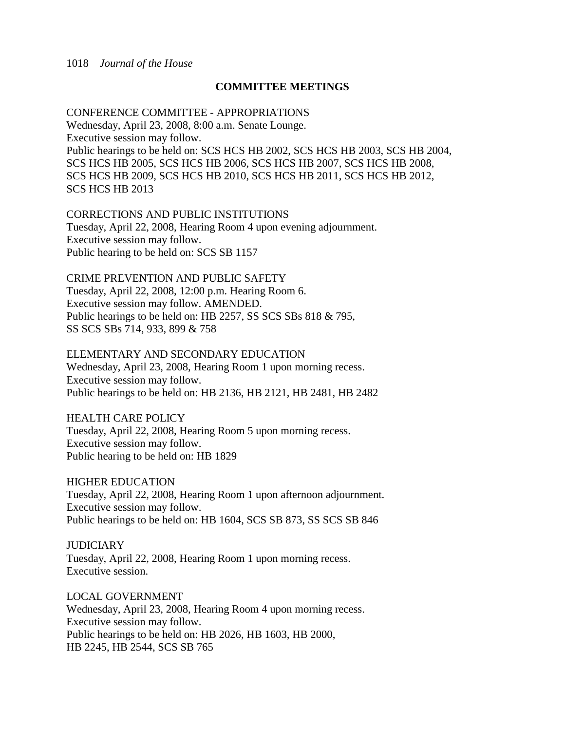## COMMITTEE MEETINGS

CONFERENCE COMMITTEE - APPROPRIATIONS
Wednesday, April 23, 2008, 8:00 a.m. Senate Lounge.
Executive session may follow.
Public hearings to be held on: SCS HCS HB 2002, SCS HCS HB 2003, SCS HB 2004, SCS HCS HB 2005, SCS HCS HB 2006, SCS HCS HB 2007, SCS HCS HB 2008, SCS HCS HB 2009, SCS HCS HB 2010, SCS HCS HB 2011, SCS HCS HB 2012, SCS HCS HB 2013

CORRECTIONS AND PUBLIC INSTITUTIONS
Tuesday, April 22, 2008, Hearing Room 4 upon evening adjournment.
Executive session may follow.
Public hearing to be held on: SCS SB 1157

CRIME PREVENTION AND PUBLIC SAFETY
Tuesday, April 22, 2008, 12:00 p.m. Hearing Room 6.
Executive session may follow. AMENDED.
Public hearings to be held on: HB 2257, SS SCS SBs 818 & 795, SS SCS SBs 714, 933, 899 & 758

ELEMENTARY AND SECONDARY EDUCATION
Wednesday, April 23, 2008, Hearing Room 1 upon morning recess.
Executive session may follow.
Public hearings to be held on: HB 2136, HB 2121, HB 2481, HB 2482

HEALTH CARE POLICY
Tuesday, April 22, 2008, Hearing Room 5 upon morning recess.
Executive session may follow.
Public hearing to be held on: HB 1829

HIGHER EDUCATION
Tuesday, April 22, 2008, Hearing Room 1 upon afternoon adjournment.
Executive session may follow.
Public hearings to be held on: HB 1604, SCS SB 873, SS SCS SB 846

JUDICIARY
Tuesday, April 22, 2008, Hearing Room 1 upon morning recess.
Executive session.

LOCAL GOVERNMENT
Wednesday, April 23, 2008, Hearing Room 4 upon morning recess.
Executive session may follow.
Public hearings to be held on: HB 2026, HB 1603, HB 2000, HB 2245, HB 2544, SCS SB 765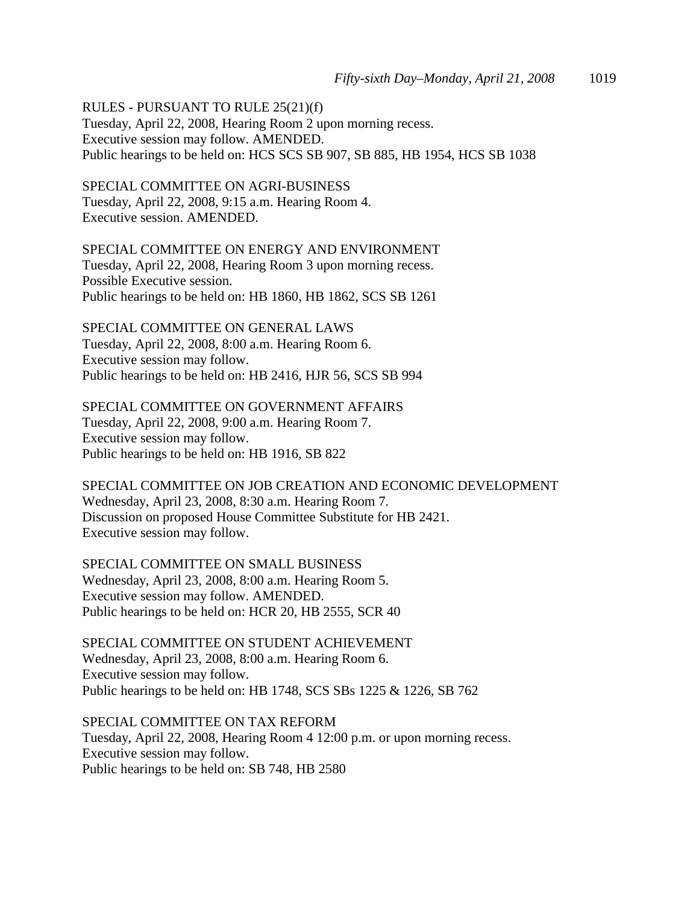RULES - PURSUANT TO RULE 25(21)(f)
Tuesday, April 22, 2008, Hearing Room 2 upon morning recess.
Executive session may follow. AMENDED.
Public hearings to be held on: HCS SCS SB 907, SB 885, HB 1954, HCS SB 1038

SPECIAL COMMITTEE ON AGRI-BUSINESS
Tuesday, April 22, 2008, 9:15 a.m. Hearing Room 4.
Executive session. AMENDED.

SPECIAL COMMITTEE ON ENERGY AND ENVIRONMENT
Tuesday, April 22, 2008, Hearing Room 3 upon morning recess.
Possible Executive session.
Public hearings to be held on: HB 1860, HB 1862, SCS SB 1261

SPECIAL COMMITTEE ON GENERAL LAWS
Tuesday, April 22, 2008, 8:00 a.m. Hearing Room 6.
Executive session may follow.
Public hearings to be held on: HB 2416, HJR 56, SCS SB 994

SPECIAL COMMITTEE ON GOVERNMENT AFFAIRS
Tuesday, April 22, 2008, 9:00 a.m. Hearing Room 7.
Executive session may follow.
Public hearings to be held on: HB 1916, SB 822

SPECIAL COMMITTEE ON JOB CREATION AND ECONOMIC DEVELOPMENT
Wednesday, April 23, 2008, 8:30 a.m. Hearing Room 7.
Discussion on proposed House Committee Substitute for HB 2421.
Executive session may follow.

SPECIAL COMMITTEE ON SMALL BUSINESS
Wednesday, April 23, 2008, 8:00 a.m. Hearing Room 5.
Executive session may follow. AMENDED.
Public hearings to be held on: HCR 20, HB 2555, SCR 40

SPECIAL COMMITTEE ON STUDENT ACHIEVEMENT
Wednesday, April 23, 2008, 8:00 a.m. Hearing Room 6.
Executive session may follow.
Public hearings to be held on: HB 1748, SCS SBs 1225 & 1226, SB 762

SPECIAL COMMITTEE ON TAX REFORM
Tuesday, April 22, 2008, Hearing Room 4 12:00 p.m. or upon morning recess.
Executive session may follow.
Public hearings to be held on: SB 748, HB 2580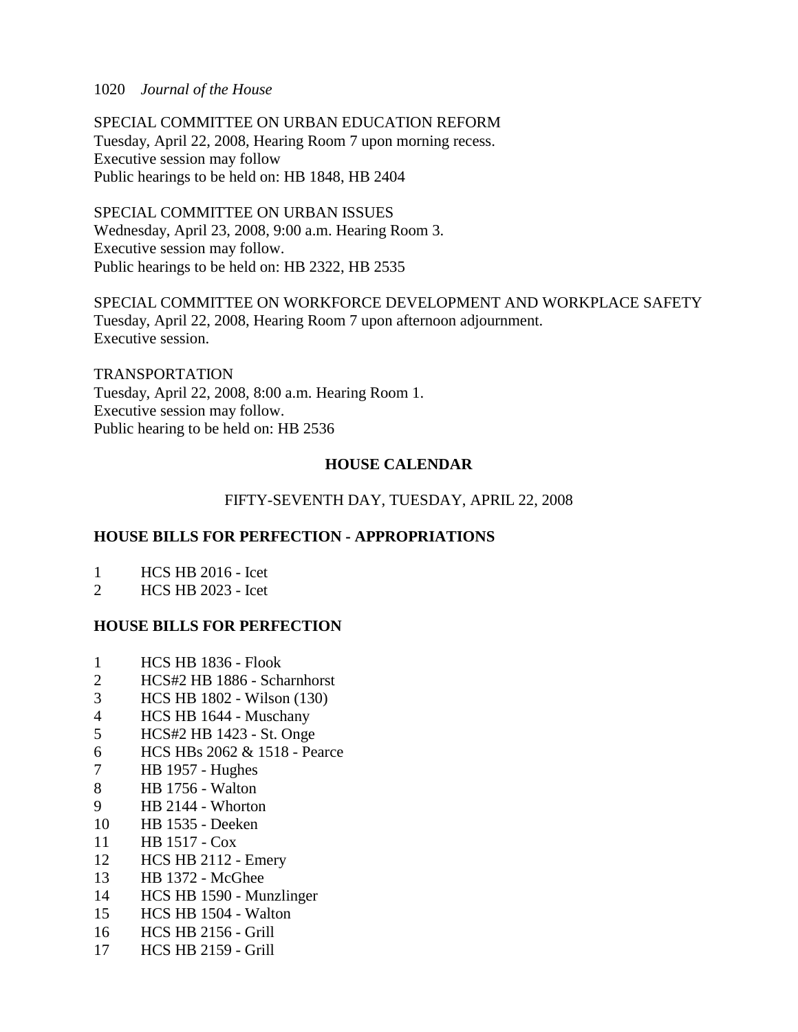SPECIAL COMMITTEE ON URBAN EDUCATION REFORM
Tuesday, April 22, 2008, Hearing Room 7 upon morning recess.
Executive session may follow
Public hearings to be held on: HB 1848, HB 2404

SPECIAL COMMITTEE ON URBAN ISSUES
Wednesday, April 23, 2008, 9:00 a.m. Hearing Room 3.
Executive session may follow.
Public hearings to be held on: HB 2322, HB 2535

SPECIAL COMMITTEE ON WORKFORCE DEVELOPMENT AND WORKPLACE SAFETY
Tuesday, April 22, 2008, Hearing Room 7 upon afternoon adjournment.
Executive session.

TRANSPORTATION
Tuesday, April 22, 2008, 8:00 a.m. Hearing Room 1.
Executive session may follow.
Public hearing to be held on: HB 2536

## HOUSE CALENDAR

FIFTY-SEVENTH DAY, TUESDAY, APRIL 22, 2008

### HOUSE BILLS FOR PERFECTION - APPROPRIATIONS

1 HCS HB 2016 - Icet
2 HCS HB 2023 - Icet

### HOUSE BILLS FOR PERFECTION

1 HCS HB 1836 - Flook
2 HCS#2 HB 1886 - Scharnhorst
3 HCS HB 1802 - Wilson (130)
4 HCS HB 1644 - Muschany
5 HCS#2 HB 1423 - St. Onge
6 HCS HBs 2062 & 1518 - Pearce
7 HB 1957 - Hughes
8 HB 1756 - Walton
9 HB 2144 - Whorton
10 HB 1535 - Deeken
11 HB 1517 - Cox
12 HCS HB 2112 - Emery
13 HB 1372 - McGhee
14 HCS HB 1590 - Munzlinger
15 HCS HB 1504 - Walton
16 HCS HB 2156 - Grill
17 HCS HB 2159 - Grill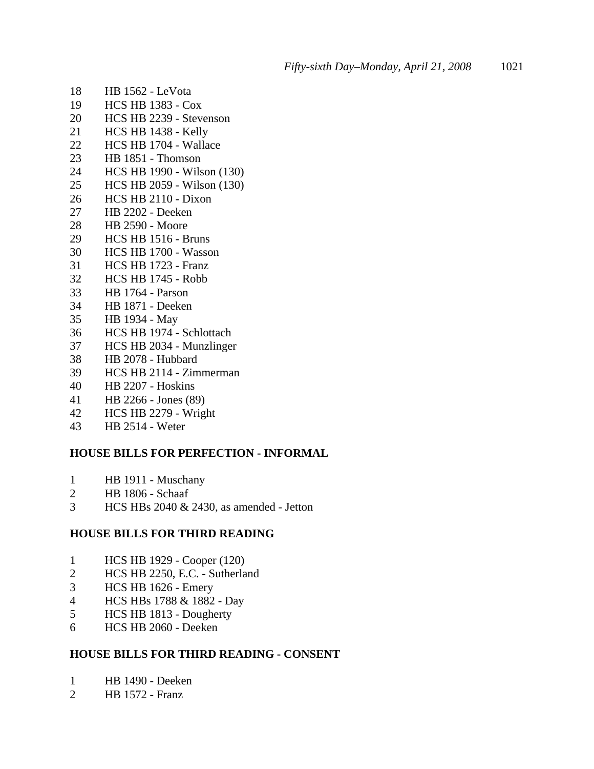18 HB 1562 - LeVota
19 HCS HB 1383 - Cox
20 HCS HB 2239 - Stevenson
21 HCS HB 1438 - Kelly
22 HCS HB 1704 - Wallace
23 HB 1851 - Thomson
24 HCS HB 1990 - Wilson (130)
25 HCS HB 2059 - Wilson (130)
26 HCS HB 2110 - Dixon
27 HB 2202 - Deeken
28 HB 2590 - Moore
29 HCS HB 1516 - Bruns
30 HCS HB 1700 - Wasson
31 HCS HB 1723 - Franz
32 HCS HB 1745 - Robb
33 HB 1764 - Parson
34 HB 1871 - Deeken
35 HB 1934 - May
36 HCS HB 1974 - Schlottach
37 HCS HB 2034 - Munzlinger
38 HB 2078 - Hubbard
39 HCS HB 2114 - Zimmerman
40 HB 2207 - Hoskins
41 HB 2266 - Jones (89)
42 HCS HB 2279 - Wright
43 HB 2514 - Weter

**HOUSE BILLS FOR PERFECTION - INFORMAL**

1 HB 1911 - Muschany
2 HB 1806 - Schaaf
3 HCS HBs 2040 & 2430, as amended - Jetton

**HOUSE BILLS FOR THIRD READING**

1 HCS HB 1929 - Cooper (120)
2 HCS HB 2250, E.C. - Sutherland
3 HCS HB 1626 - Emery
4 HCS HBs 1788 & 1882 - Day
5 HCS HB 1813 - Dougherty
6 HCS HB 2060 - Deeken

**HOUSE BILLS FOR THIRD READING - CONSENT**

1 HB 1490 - Deeken
2 HB 1572 - Franz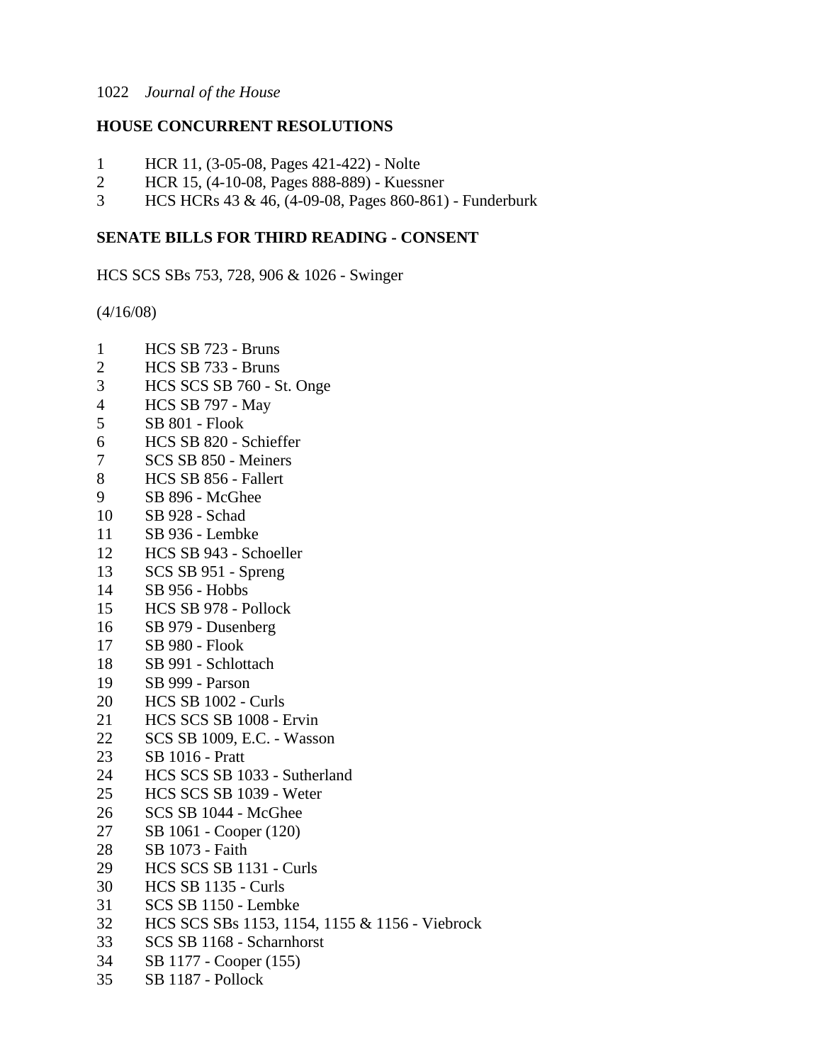## HOUSE CONCURRENT RESOLUTIONS

1 HCR 11, (3-05-08, Pages 421-422) - Nolte
2 HCR 15, (4-10-08, Pages 888-889) - Kuessner
3 HCS HCRs 43 & 46, (4-09-08, Pages 860-861) - Funderburk

## SENATE BILLS FOR THIRD READING - CONSENT

HCS SCS SBs 753, 728, 906 & 1026 - Swinger

(4/16/08)

1 HCS SB 723 - Bruns
2 HCS SB 733 - Bruns
3 HCS SCS SB 760 - St. Onge
4 HCS SB 797 - May
5 SB 801 - Flook
6 HCS SB 820 - Schieffer
7 SCS SB 850 - Meiners
8 HCS SB 856 - Fallert
9 SB 896 - McGhee
10 SB 928 - Schad
11 SB 936 - Lembke
12 HCS SB 943 - Schoeller
13 SCS SB 951 - Spreng
14 SB 956 - Hobbs
15 HCS SB 978 - Pollock
16 SB 979 - Dusenberg
17 SB 980 - Flook
18 SB 991 - Schlottach
19 SB 999 - Parson
20 HCS SB 1002 - Curls
21 HCS SCS SB 1008 - Ervin
22 SCS SB 1009, E.C. - Wasson
23 SB 1016 - Pratt
24 HCS SCS SB 1033 - Sutherland
25 HCS SCS SB 1039 - Weter
26 SCS SB 1044 - McGhee
27 SB 1061 - Cooper (120)
28 SB 1073 - Faith
29 HCS SCS SB 1131 - Curls
30 HCS SB 1135 - Curls
31 SCS SB 1150 - Lembke
32 HCS SCS SBs 1153, 1154, 1155 & 1156 - Viebrock
33 SCS SB 1168 - Scharnhorst
34 SB 1177 - Cooper (155)
35 SB 1187 - Pollock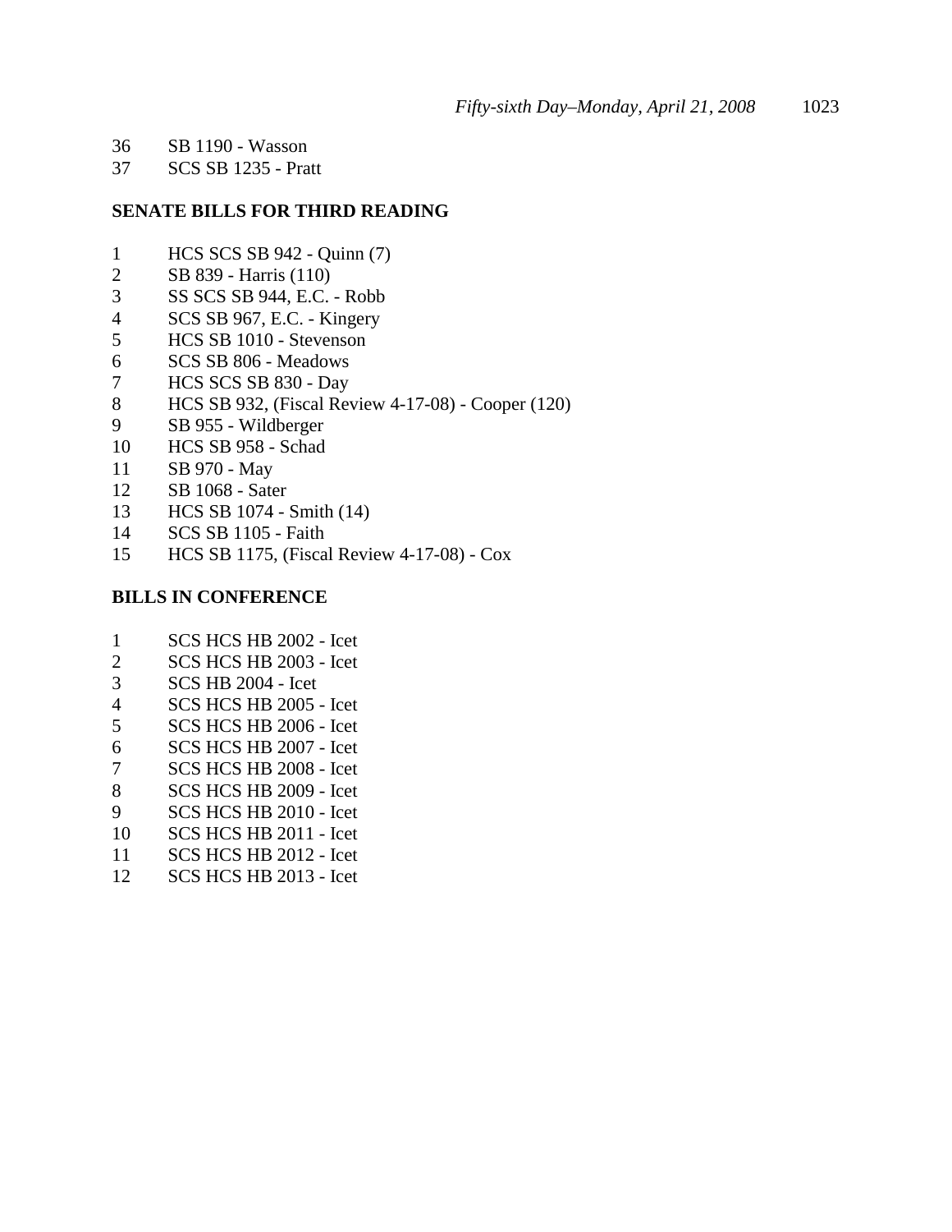36 SB 1190 - Wasson
37 SCS SB 1235 - Pratt

**SENATE BILLS FOR THIRD READING**

1 HCS SCS SB 942 - Quinn (7)
2 SB 839 - Harris (110)
3 SS SCS SB 944, E.C. - Robb
4 SCS SB 967, E.C. - Kingery
5 HCS SB 1010 - Stevenson
6 SCS SB 806 - Meadows
7 HCS SCS SB 830 - Day
8 HCS SB 932, (Fiscal Review 4-17-08) - Cooper (120)
9 SB 955 - Wildberger
10 HCS SB 958 - Schad
11 SB 970 - May
12 SB 1068 - Sater
13 HCS SB 1074 - Smith (14)
14 SCS SB 1105 - Faith
15 HCS SB 1175, (Fiscal Review 4-17-08) - Cox

**BILLS IN CONFERENCE**

1 SCS HCS HB 2002 - Icet
2 SCS HCS HB 2003 - Icet
3 SCS HB 2004 - Icet
4 SCS HCS HB 2005 - Icet
5 SCS HCS HB 2006 - Icet
6 SCS HCS HB 2007 - Icet
7 SCS HCS HB 2008 - Icet
8 SCS HCS HB 2009 - Icet
9 SCS HCS HB 2010 - Icet
10 SCS HCS HB 2011 - Icet
11 SCS HCS HB 2012 - Icet
12 SCS HCS HB 2013 - Icet